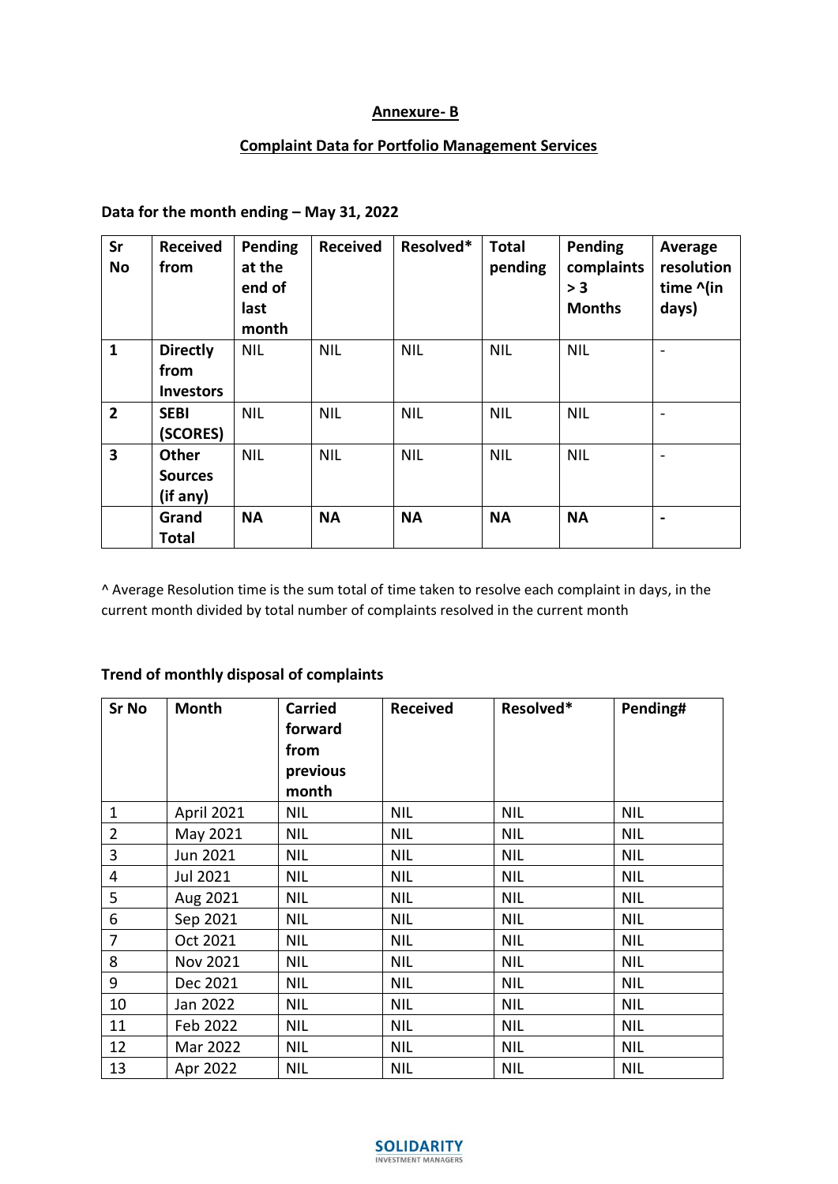**Annexure- B**

**Complaint Data for Portfolio Management Services**

**Data for the month ending – May 31, 2022**

| Sr No | Received from | Pending at the end of last month | Received | Resolved* | Total pending | Pending complaints > 3 Months | Average resolution time ^(in days) |
|---|---|---|---|---|---|---|---|
| 1 | **Directly from Investors** | NIL | NIL | NIL | NIL | NIL | - |
| 2 | **SEBI (SCORES)** | NIL | NIL | NIL | NIL | NIL | - |
| 3 | **Other Sources (if any)** | NIL | NIL | NIL | NIL | NIL | - |
| | **Grand Total** | **NA** | **NA** | **NA** | **NA** | **NA** | **-** |

^ Average Resolution time is the sum total of time taken to resolve each complaint in days, in the current month divided by total number of complaints resolved in the current month

**Trend of monthly disposal of complaints**

| Sr No | Month | Carried forward from previous month | Received | Resolved* | Pending# |
|---|---|---|---|---|---|
| 1 | April 2021 | NIL | NIL | NIL | NIL |
| 2 | May 2021 | NIL | NIL | NIL | NIL |
| 3 | Jun 2021 | NIL | NIL | NIL | NIL |
| 4 | Jul 2021 | NIL | NIL | NIL | NIL |
| 5 | Aug 2021 | NIL | NIL | NIL | NIL |
| 6 | Sep 2021 | NIL | NIL | NIL | NIL |
| 7 | Oct 2021 | NIL | NIL | NIL | NIL |
| 8 | Nov 2021 | NIL | NIL | NIL | NIL |
| 9 | Dec 2021 | NIL | NIL | NIL | NIL |
| 10 | Jan 2022 | NIL | NIL | NIL | NIL |
| 11 | Feb 2022 | NIL | NIL | NIL | NIL |
| 12 | Mar 2022 | NIL | NIL | NIL | NIL |
| 13 | Apr 2022 | NIL | NIL | NIL | NIL |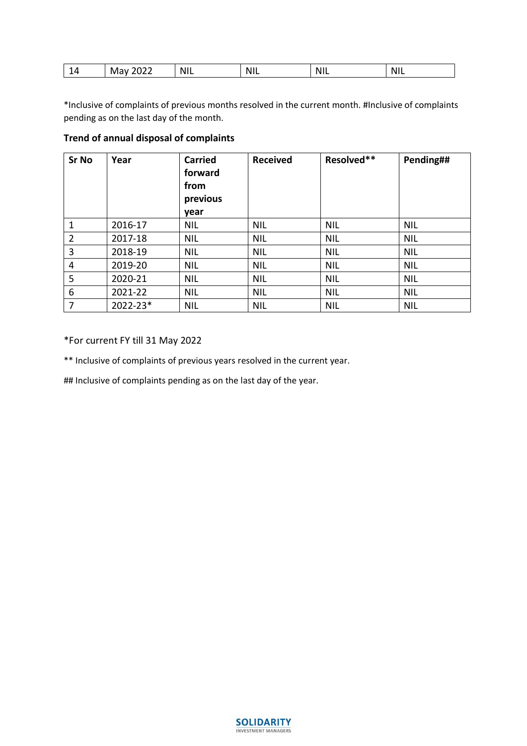| | | | | | |
|---|---|---|---|---|---|
| 14 | May 2022 | NIL | NIL | NIL | NIL |

*Inclusive of complaints of previous months resolved in the current month. #Inclusive of complaints pending as on the last day of the month.

**Trend of annual disposal of complaints**

| Sr No | Year | Carried forward from previous year | Received | Resolved** | Pending## |
|---|---|---|---|---|---|
| 1 | 2016-17 | NIL | NIL | NIL | NIL |
| 2 | 2017-18 | NIL | NIL | NIL | NIL |
| 3 | 2018-19 | NIL | NIL | NIL | NIL |
| 4 | 2019-20 | NIL | NIL | NIL | NIL |
| 5 | 2020-21 | NIL | NIL | NIL | NIL |
| 6 | 2021-22 | NIL | NIL | NIL | NIL |
| 7 | 2022-23* | NIL | NIL | NIL | NIL |

*For current FY till 31 May 2022

** Inclusive of complaints of previous years resolved in the current year.

## Inclusive of complaints pending as on the last day of the year.